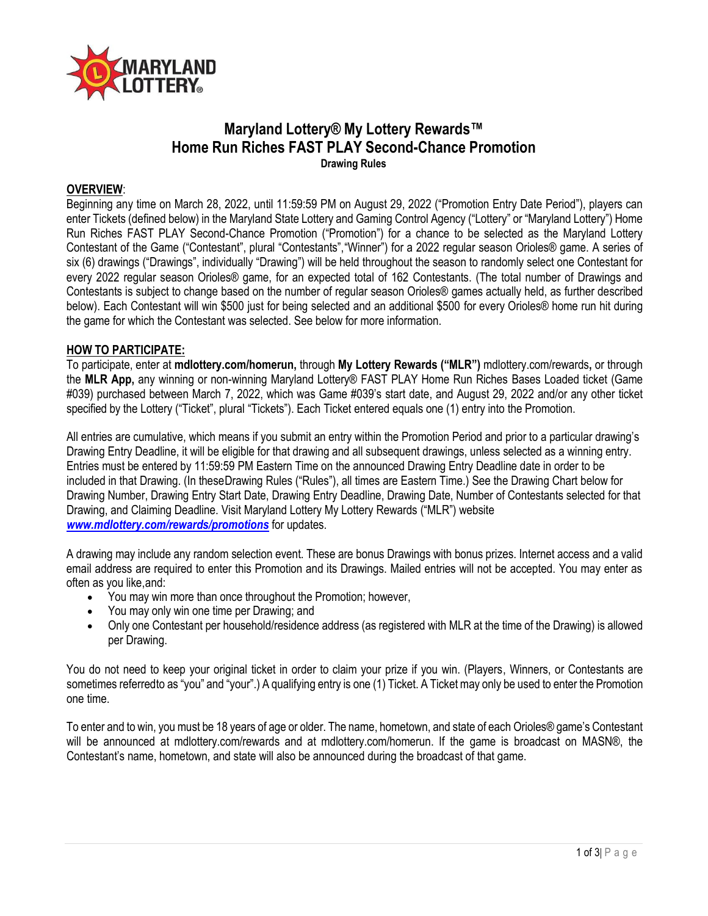# Maryland Lottery® My Lottery Rewards™
# Home Run Riches FAST PLAY Second-Chance Promotion

**Drawing Rules**

## OVERVIEW:

Beginning any time on March 28, 2022, until 11:59:59 PM on August 29, 2022 ("Promotion Entry Date Period"), players can enter Tickets (defined below) in the Maryland State Lottery and Gaming Control Agency ("Lottery" or "Maryland Lottery") Home Run Riches FAST PLAY Second-Chance Promotion ("Promotion") for a chance to be selected as the Maryland Lottery Contestant of the Game ("Contestant", plural "Contestants","Winner") for a 2022 regular season Orioles® game. A series of six (6) drawings ("Drawings", individually "Drawing") will be held throughout the season to randomly select one Contestant for every 2022 regular season Orioles® game, for an expected total of 162 Contestants. (The total number of Drawings and Contestants is subject to change based on the number of regular season Orioles® games actually held, as further described below). Each Contestant will win $500 just for being selected and an additional $500 for every Orioles® home run hit during the game for which the Contestant was selected. See below for more information.

## HOW TO PARTICIPATE:

To participate, enter at **mdlottery.com/homerun,** through **My Lottery Rewards ("MLR")** mdlottery.com/rewards**,** or through the **MLR App,** any winning or non-winning Maryland Lottery® FAST PLAY Home Run Riches Bases Loaded ticket (Game #039) purchased between March 7, 2022, which was Game #039's start date, and August 29, 2022 and/or any other ticket specified by the Lottery ("Ticket", plural "Tickets"). Each Ticket entered equals one (1) entry into the Promotion.

All entries are cumulative, which means if you submit an entry within the Promotion Period and prior to a particular drawing's Drawing Entry Deadline, it will be eligible for that drawing and all subsequent drawings, unless selected as a winning entry. Entries must be entered by 11:59:59 PM Eastern Time on the announced Drawing Entry Deadline date in order to be included in that Drawing. (In theseDrawing Rules ("Rules"), all times are Eastern Time.) See the Drawing Chart below for Drawing Number, Drawing Entry Start Date, Drawing Entry Deadline, Drawing Date, Number of Contestants selected for that Drawing, and Claiming Deadline. Visit Maryland Lottery My Lottery Rewards ("MLR") website ***www.mdlottery.com/rewards/promotions*** for updates.

A drawing may include any random selection event. These are bonus Drawings with bonus prizes. Internet access and a valid email address are required to enter this Promotion and its Drawings. Mailed entries will not be accepted. You may enter as often as you like,and:

- You may win more than once throughout the Promotion; however,
- You may only win one time per Drawing; and
- Only one Contestant per household/residence address (as registered with MLR at the time of the Drawing) is allowed per Drawing.

You do not need to keep your original ticket in order to claim your prize if you win. (Players, Winners, or Contestants are sometimes referredto as "you" and "your".) A qualifying entry is one (1) Ticket. A Ticket may only be used to enter the Promotion one time.

To enter and to win, you must be 18 years of age or older. The name, hometown, and state of each Orioles® game's Contestant will be announced at mdlottery.com/rewards and at mdlottery.com/homerun. If the game is broadcast on MASN®, the Contestant's name, hometown, and state will also be announced during the broadcast of that game.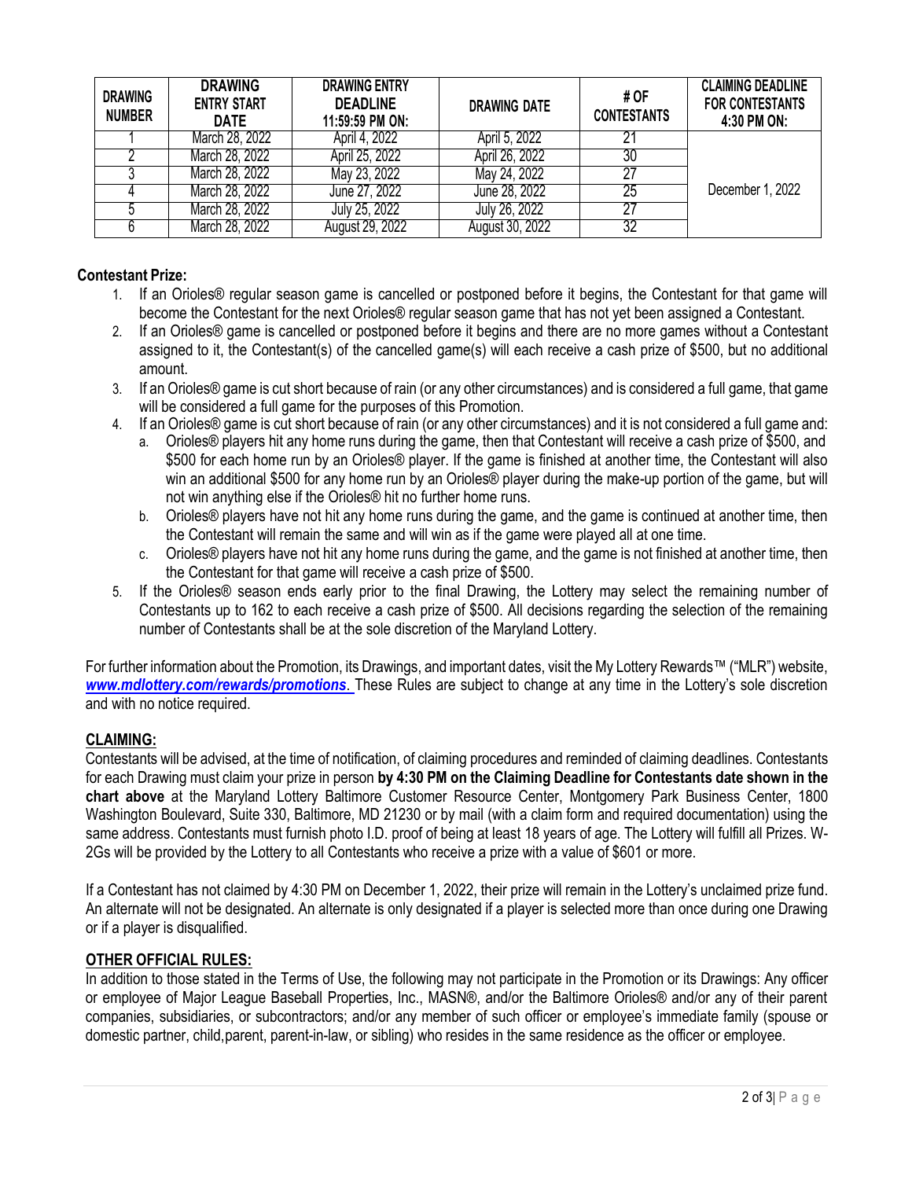| DRAWING NUMBER | DRAWING ENTRY START DATE | DRAWING ENTRY DEADLINE 11:59:59 PM ON: | DRAWING DATE | # OF CONTESTANTS | CLAIMING DEADLINE FOR CONTESTANTS 4:30 PM ON: |
|---|---|---|---|---|---|
| 1 | March 28, 2022 | April 4, 2022 | April 5, 2022 | 21 | December 1, 2022 |
| 2 | March 28, 2022 | April 25, 2022 | April 26, 2022 | 30 | |
| 3 | March 28, 2022 | May 23, 2022 | May 24, 2022 | 27 | |
| 4 | March 28, 2022 | June 27, 2022 | June 28, 2022 | 25 | |
| 5 | March 28, 2022 | July 25, 2022 | July 26, 2022 | 27 | |
| 6 | March 28, 2022 | August 29, 2022 | August 30, 2022 | 32 | |

**Contestant Prize:**

1. If an Orioles® regular season game is cancelled or postponed before it begins, the Contestant for that game will become the Contestant for the next Orioles® regular season game that has not yet been assigned a Contestant.
2. If an Orioles® game is cancelled or postponed before it begins and there are no more games without a Contestant assigned to it, the Contestant(s) of the cancelled game(s) will each receive a cash prize of $500, but no additional amount.
3. If an Orioles® game is cut short because of rain (or any other circumstances) and is considered a full game, that game will be considered a full game for the purposes of this Promotion.
4. If an Orioles® game is cut short because of rain (or any other circumstances) and it is not considered a full game and:
   a. Orioles® players hit any home runs during the game, then that Contestant will receive a cash prize of $500, and $500 for each home run by an Orioles® player. If the game is finished at another time, the Contestant will also win an additional $500 for any home run by an Orioles® player during the make-up portion of the game, but will not win anything else if the Orioles® hit no further home runs.
   b. Orioles® players have not hit any home runs during the game, and the game is continued at another time, then the Contestant will remain the same and will win as if the game were played all at one time.
   c. Orioles® players have not hit any home runs during the game, and the game is not finished at another time, then the Contestant for that game will receive a cash prize of $500.
5. If the Orioles® season ends early prior to the final Drawing, the Lottery may select the remaining number of Contestants up to 162 to each receive a cash prize of $500. All decisions regarding the selection of the remaining number of Contestants shall be at the sole discretion of the Maryland Lottery.

For further information about the Promotion, its Drawings, and important dates, visit the My Lottery Rewards™ ("MLR") website, ***www.mdlottery.com/rewards/promotions***. These Rules are subject to change at any time in the Lottery's sole discretion and with no notice required.

## CLAIMING:

Contestants will be advised, at the time of notification, of claiming procedures and reminded of claiming deadlines. Contestants for each Drawing must claim your prize in person **by 4:30 PM on the Claiming Deadline for Contestants date shown in the chart above** at the Maryland Lottery Baltimore Customer Resource Center, Montgomery Park Business Center, 1800 Washington Boulevard, Suite 330, Baltimore, MD 21230 or by mail (with a claim form and required documentation) using the same address. Contestants must furnish photo I.D. proof of being at least 18 years of age. The Lottery will fulfill all Prizes. W-2Gs will be provided by the Lottery to all Contestants who receive a prize with a value of $601 or more.

If a Contestant has not claimed by 4:30 PM on December 1, 2022, their prize will remain in the Lottery's unclaimed prize fund. An alternate will not be designated. An alternate is only designated if a player is selected more than once during one Drawing or if a player is disqualified.

## OTHER OFFICIAL RULES:

In addition to those stated in the Terms of Use, the following may not participate in the Promotion or its Drawings: Any officer or employee of Major League Baseball Properties, Inc., MASN®, and/or the Baltimore Orioles® and/or any of their parent companies, subsidiaries, or subcontractors; and/or any member of such officer or employee's immediate family (spouse or domestic partner, child, parent, parent-in-law, or sibling) who resides in the same residence as the officer or employee.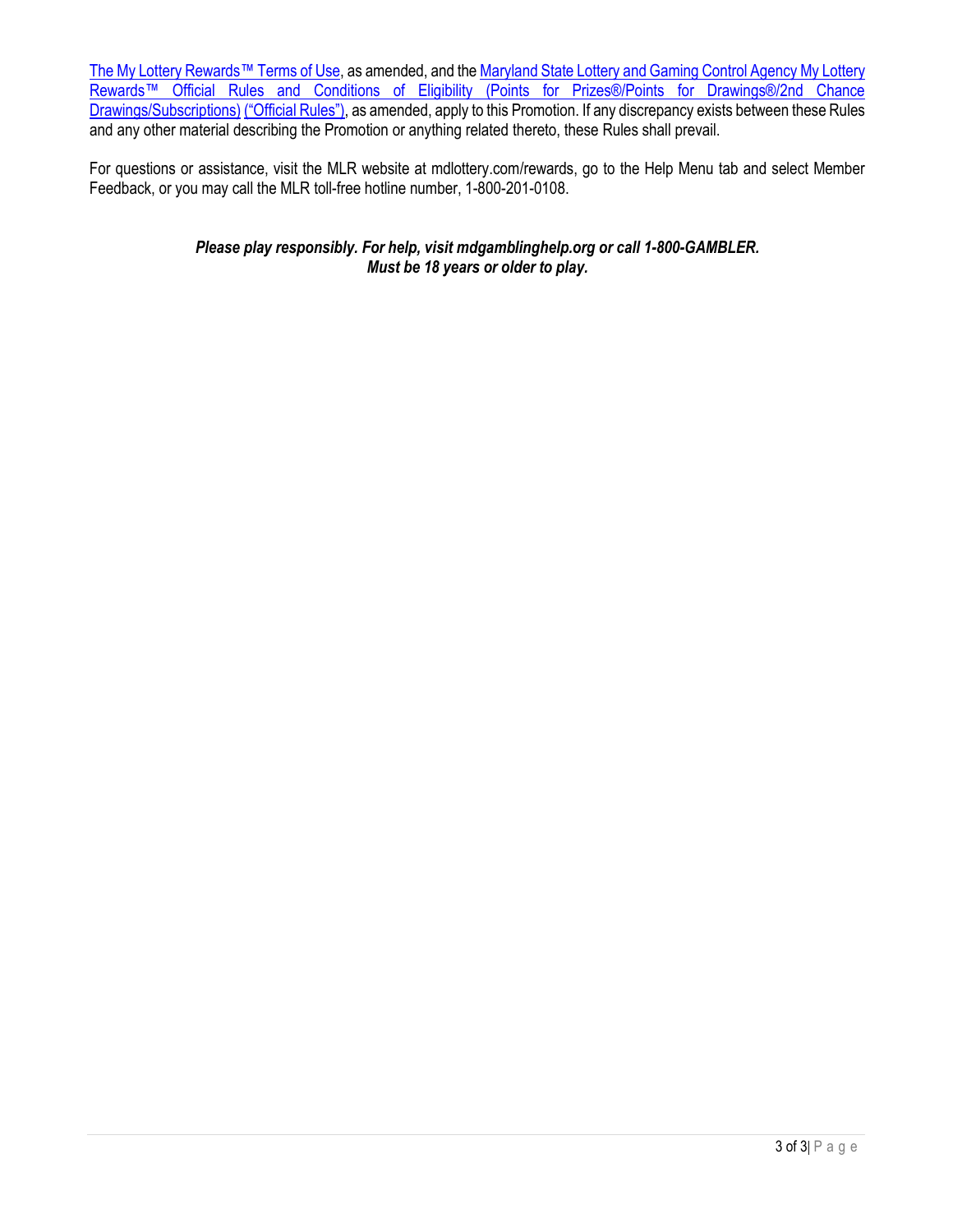The My Lottery Rewards™ Terms of Use, as amended, and the Maryland State Lottery and Gaming Control Agency My Lottery Rewards™ Official Rules and Conditions of Eligibility (Points for Prizes®/Points for Drawings®/2nd Chance Drawings/Subscriptions) ("Official Rules"), as amended, apply to this Promotion. If any discrepancy exists between these Rules and any other material describing the Promotion or anything related thereto, these Rules shall prevail.

For questions or assistance, visit the MLR website at mdlottery.com/rewards, go to the Help Menu tab and select Member Feedback, or you may call the MLR toll-free hotline number, 1-800-201-0108.

***Please play responsibly. For help, visit mdgamblinghelp.org or call 1-800-GAMBLER.***
***Must be 18 years or older to play.***